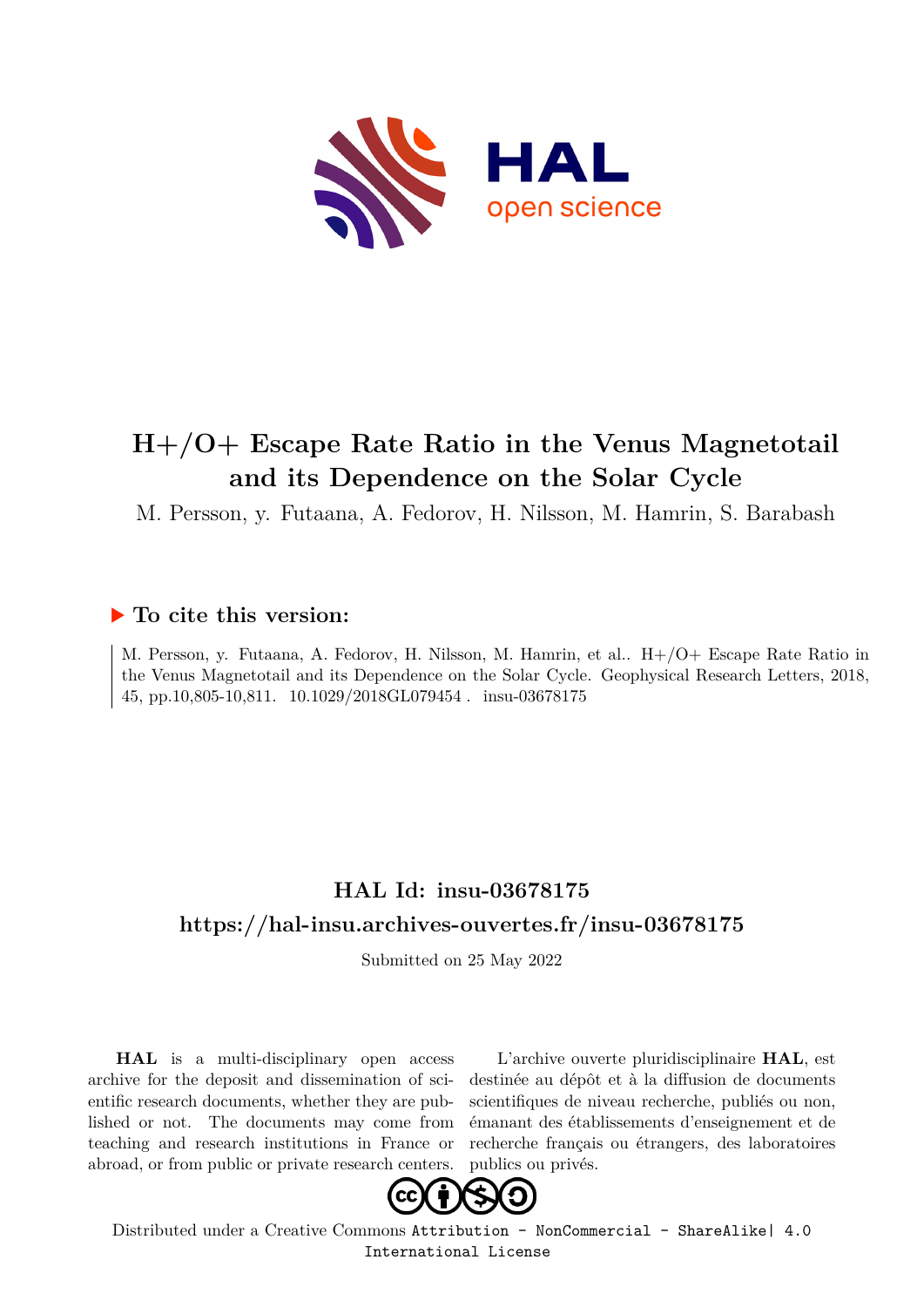# H+/O+ Escape Rate Ratio in the Venus Magnetotail and its Dependence on the Solar Cycle

M. Persson, y. Futaana, A. Fedorov, H. Nilsson, M. Hamrin, S. Barabash

## ▶ To cite this version:

M. Persson, y. Futaana, A. Fedorov, H. Nilsson, M. Hamrin, et al.. H+/O+ Escape Rate Ratio in the Venus Magnetotail and its Dependence on the Solar Cycle. Geophysical Research Letters, 2018, 45, pp.10,805-10,811. 10.1029/2018GL079454 . insu-03678175

## HAL Id: insu-03678175

## https://hal-insu.archives-ouvertes.fr/insu-03678175

Submitted on 25 May 2022

**HAL** is a multi-disciplinary open access archive for the deposit and dissemination of scientific research documents, whether they are published or not. The documents may come from teaching and research institutions in France or abroad, or from public or private research centers.

L'archive ouverte pluridisciplinaire **HAL**, est destinée au dépôt et à la diffusion de documents scientifiques de niveau recherche, publiés ou non, émanant des établissements d'enseignement et de recherche français ou étrangers, des laboratoires publics ou privés.

Distributed under a Creative Commons Attribution - NonCommercial - ShareAlike| 4.0 International License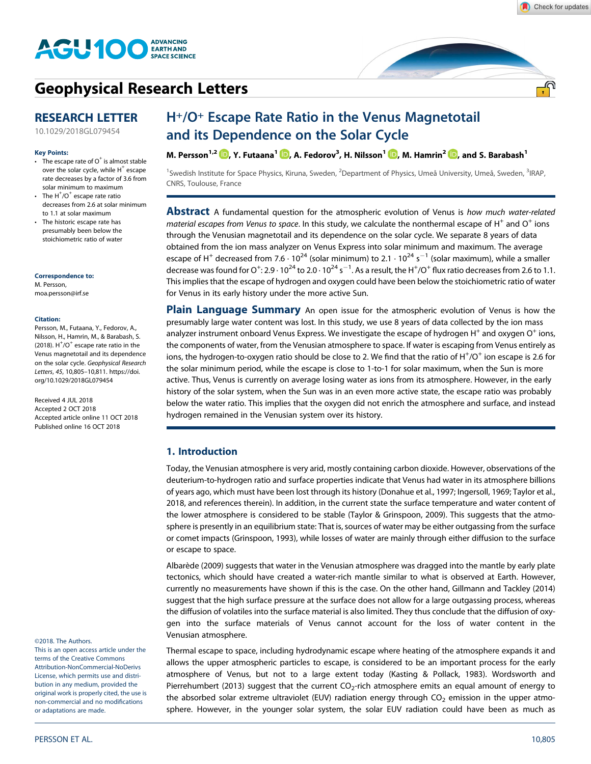# H$^+$/O$^+$ Escape Rate Ratio in the Venus Magnetotail and its Dependence on the Solar Cycle

**M. Persson**[1,2], **Y. Futaana**[1], **A. Fedorov**[3], **H. Nilsson**[1], **M. Hamrin**[2], **and S. Barabash**[1]

[1]Swedish Institute for Space Physics, Kiruna, Sweden, [2]Department of Physics, Umeå University, Umeå, Sweden, [3]IRAP, CNRS, Toulouse, France

**RESEARCH LETTER**

10.1029/2018GL079454

**Key Points:**

- The escape rate of O$^+$ is almost stable over the solar cycle, while H$^+$ escape rate decreases by a factor of 3.6 from solar minimum to maximum
- The H$^+$/O$^+$ escape rate ratio decreases from 2.6 at solar minimum to 1.1 at solar maximum
- The historic escape rate has presumably been below the stoichiometric ratio of water

**Correspondence to:**
M. Persson,
moa.persson@irf.se

**Citation:**
Persson, M., Futaana, Y., Fedorov, A., Nilsson, H., Hamrin, M., & Barabash, S. (2018). H$^+$/O$^+$ escape rate ratio in the Venus magnetotail and its dependence on the solar cycle. *Geophysical Research Letters*, *45*, 10,805–10,811. https://doi.org/10.1029/2018GL079454

Received 4 JUL 2018
Accepted 2 OCT 2018
Accepted article online 11 OCT 2018
Published online 16 OCT 2018

©2018. The Authors.
This is an open access article under the terms of the Creative Commons Attribution-NonCommercial-NoDerivs License, which permits use and distribution in any medium, provided the original work is properly cited, the use is non-commercial and no modifications or adaptations are made.

**Abstract** A fundamental question for the atmospheric evolution of Venus is *how much water-related material escapes from Venus to space*. In this study, we calculate the nonthermal escape of H$^+$ and O$^+$ ions through the Venusian magnetotail and its dependence on the solar cycle. We separate 8 years of data obtained from the ion mass analyzer onboard Venus Express into solar minimum and maximum. The average escape of H$^+$ decreased from $7.6 \cdot 10^{24}$ (solar minimum) to $2.1 \cdot 10^{24}$ s$^{-1}$ (solar maximum), while a smaller decrease was found for O$^+$: $2.9 \cdot 10^{24}$ to $2.0 \cdot 10^{24}$ s$^{-1}$. As a result, the H$^+$/O$^+$ flux ratio decreases from 2.6 to 1.1. This implies that the escape of hydrogen and oxygen could have been below the stoichiometric ratio of water for Venus in its early history under the more active Sun.

**Plain Language Summary** An open issue for the atmospheric evolution of Venus is how the presumably large water content was lost. In this study, we use 8 years of data collected by the ion mass analyzer instrument onboard Venus Express. We investigate the escape of hydrogen H$^+$ and oxygen O$^+$ ions, the components of water, from the Venusian atmosphere to space. If water is escaping from Venus entirely as ions, the hydrogen-to-oxygen ratio should be close to 2. We find that the ratio of H$^+$/O$^+$ ion escape is 2.6 for the solar minimum period, while the escape is close to 1-to-1 for solar maximum, when the Sun is more active. Thus, Venus is currently on average losing water as ions from its atmosphere. However, in the early history of the solar system, when the Sun was in an even more active state, the escape ratio was probably below the water ratio. This implies that the oxygen did not enrich the atmosphere and surface, and instead hydrogen remained in the Venusian system over its history.

## 1. Introduction

Today, the Venusian atmosphere is very arid, mostly containing carbon dioxide. However, observations of the deuterium-to-hydrogen ratio and surface properties indicate that Venus had water in its atmosphere billions of years ago, which must have been lost through its history (Donahue et al., 1997; Ingersoll, 1969; Taylor et al., 2018, and references therein). In addition, in the current state the surface temperature and water content of the lower atmosphere is considered to be stable (Taylor & Grinspoon, 2009). This suggests that the atmosphere is presently in an equilibrium state: That is, sources of water may be either outgassing from the surface or comet impacts (Grinspoon, 1993), while losses of water are mainly through either diffusion to the surface or escape to space.

Albarède (2009) suggests that water in the Venusian atmosphere was dragged into the mantle by early plate tectonics, which should have created a water-rich mantle similar to what is observed at Earth. However, currently no measurements have shown if this is the case. On the other hand, Gillmann and Tackley (2014) suggest that the high surface pressure at the surface does not allow for a large outgassing process, whereas the diffusion of volatiles into the surface material is also limited. They thus conclude that the diffusion of oxygen into the surface materials of Venus cannot account for the loss of water content in the Venusian atmosphere.

Thermal escape to space, including hydrodynamic escape where heating of the atmosphere expands it and allows the upper atmospheric particles to escape, is considered to be an important process for the early atmosphere of Venus, but not to a large extent today (Kasting & Pollack, 1983). Wordsworth and Pierrehumbert (2013) suggest that the current $CO_2$-rich atmosphere emits an equal amount of energy to the absorbed solar extreme ultraviolet (EUV) radiation energy through $CO_2$ emission in the upper atmosphere. However, in the younger solar system, the solar EUV radiation could have been as much as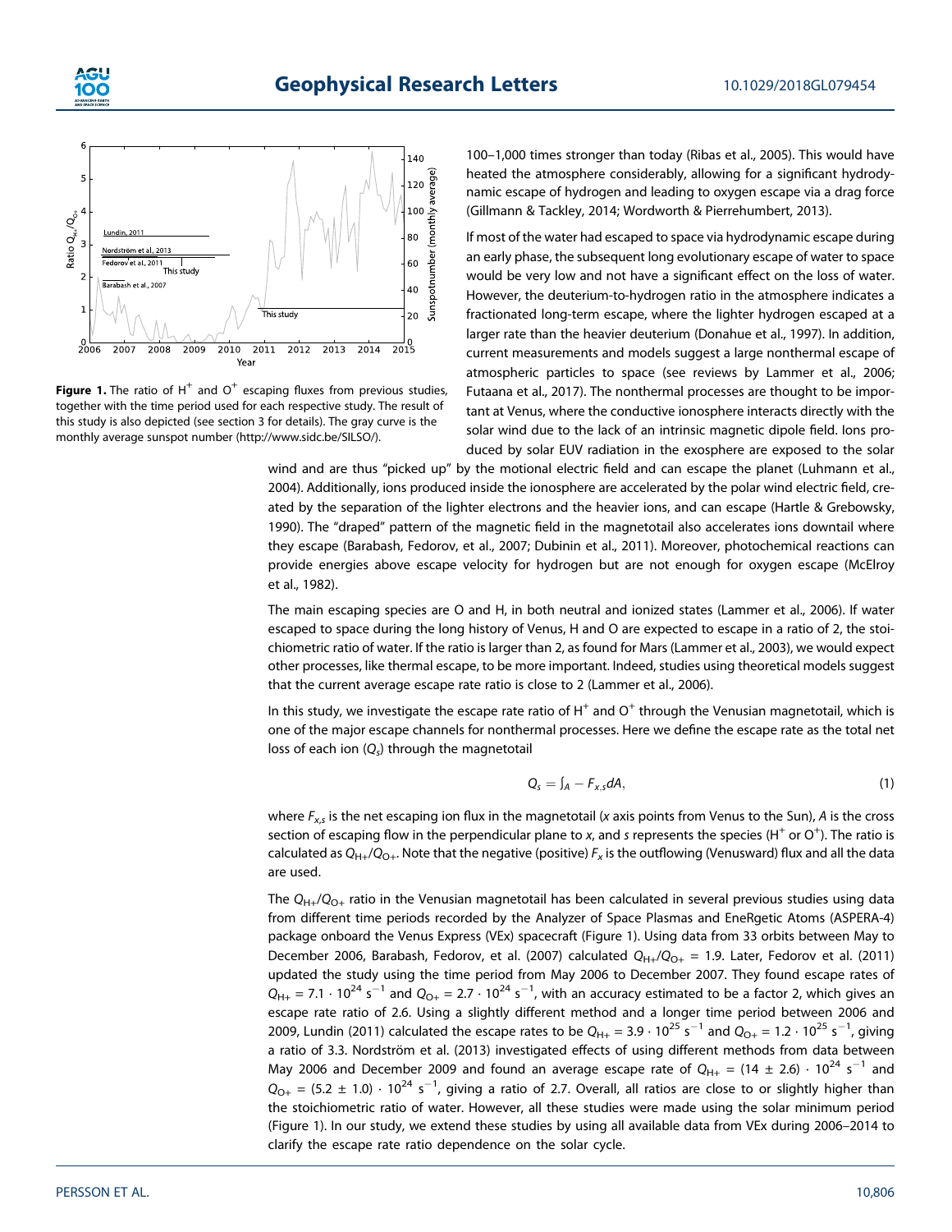Figure 1. The ratio of $H^+$ and $O^+$ escaping fluxes from previous studies, together with the time period used for each respective study. The result of this study is also depicted (see section 3 for details). The gray curve is the monthly average sunspot number (http://www.sidc.be/SILSO/).

100–1,000 times stronger than today (Ribas et al., 2005). This would have heated the atmosphere considerably, allowing for a significant hydrodynamic escape of hydrogen and leading to oxygen escape via a drag force (Gillmann & Tackley, 2014; Wordworth & Pierrehumbert, 2013).

If most of the water had escaped to space via hydrodynamic escape during an early phase, the subsequent long evolutionary escape of water to space would be very low and not have a significant effect on the loss of water. However, the deuterium-to-hydrogen ratio in the atmosphere indicates a fractionated long-term escape, where the lighter hydrogen escaped at a larger rate than the heavier deuterium (Donahue et al., 1997). In addition, current measurements and models suggest a large nonthermal escape of atmospheric particles to space (see reviews by Lammer et al., 2006; Futaana et al., 2017). The nonthermal processes are thought to be important at Venus, where the conductive ionosphere interacts directly with the solar wind due to the lack of an intrinsic magnetic dipole field. Ions produced by solar EUV radiation in the exosphere are exposed to the solar wind and are thus "picked up" by the motional electric field and can escape the planet (Luhmann et al., 2004). Additionally, ions produced inside the ionosphere are accelerated by the polar wind electric field, created by the separation of the lighter electrons and the heavier ions, and can escape (Hartle & Grebowsky, 1990). The "draped" pattern of the magnetic field in the magnetotail also accelerates ions downtail where they escape (Barabash, Fedorov, et al., 2007; Dubinin et al., 2011). Moreover, photochemical reactions can provide energies above escape velocity for hydrogen but are not enough for oxygen escape (McElroy et al., 1982).

The main escaping species are O and H, in both neutral and ionized states (Lammer et al., 2006). If water escaped to space during the long history of Venus, H and O are expected to escape in a ratio of 2, the stoichiometric ratio of water. If the ratio is larger than 2, as found for Mars (Lammer et al., 2003), we would expect other processes, like thermal escape, to be more important. Indeed, studies using theoretical models suggest that the current average escape rate ratio is close to 2 (Lammer et al., 2006).

In this study, we investigate the escape rate ratio of $H^+$ and $O^+$ through the Venusian magnetotail, which is one of the major escape channels for nonthermal processes. Here we define the escape rate as the total net loss of each ion ($Q_s$) through the magnetotail

$$Q_s = \int_A - F_{x,s} dA, \tag{1}$$

where $F_{x,s}$ is the net escaping ion flux in the magnetotail ($x$ axis points from Venus to the Sun), $A$ is the cross section of escaping flow in the perpendicular plane to $x$, and $s$ represents the species ($H^+$ or $O^+$). The ratio is calculated as $Q_{H+}/Q_{O+}$. Note that the negative (positive) $F_x$ is the outflowing (Venusward) flux and all the data are used.

The $Q_{H+}/Q_{O+}$ ratio in the Venusian magnetotail has been calculated in several previous studies using data from different time periods recorded by the Analyzer of Space Plasmas and EneRgetic Atoms (ASPERA-4) package onboard the Venus Express (VEx) spacecraft (Figure 1). Using data from 33 orbits between May to December 2006, Barabash, Fedorov, et al. (2007) calculated $Q_{H+}/Q_{O+} = 1.9$. Later, Fedorov et al. (2011) updated the study using the time period from May 2006 to December 2007. They found escape rates of $Q_{H+} = 7.1 \cdot 10^{24}\ s^{-1}$ and $Q_{O+} = 2.7 \cdot 10^{24}\ s^{-1}$, with an accuracy estimated to be a factor 2, which gives an escape rate ratio of 2.6. Using a slightly different method and a longer time period between 2006 and 2009, Lundin (2011) calculated the escape rates to be $Q_{H+} = 3.9 \cdot 10^{25}\ s^{-1}$ and $Q_{O+} = 1.2 \cdot 10^{25}\ s^{-1}$, giving a ratio of 3.3. Nordström et al. (2013) investigated effects of using different methods from data between May 2006 and December 2009 and found an average escape rate of $Q_{H+} = (14 \pm 2.6) \cdot 10^{24}\ s^{-1}$ and $Q_{O+} = (5.2 \pm 1.0) \cdot 10^{24}\ s^{-1}$, giving a ratio of 2.7. Overall, all ratios are close to or slightly higher than the stoichiometric ratio of water. However, all these studies were made using the solar minimum period (Figure 1). In our study, we extend these studies by using all available data from VEx during 2006–2014 to clarify the escape rate ratio dependence on the solar cycle.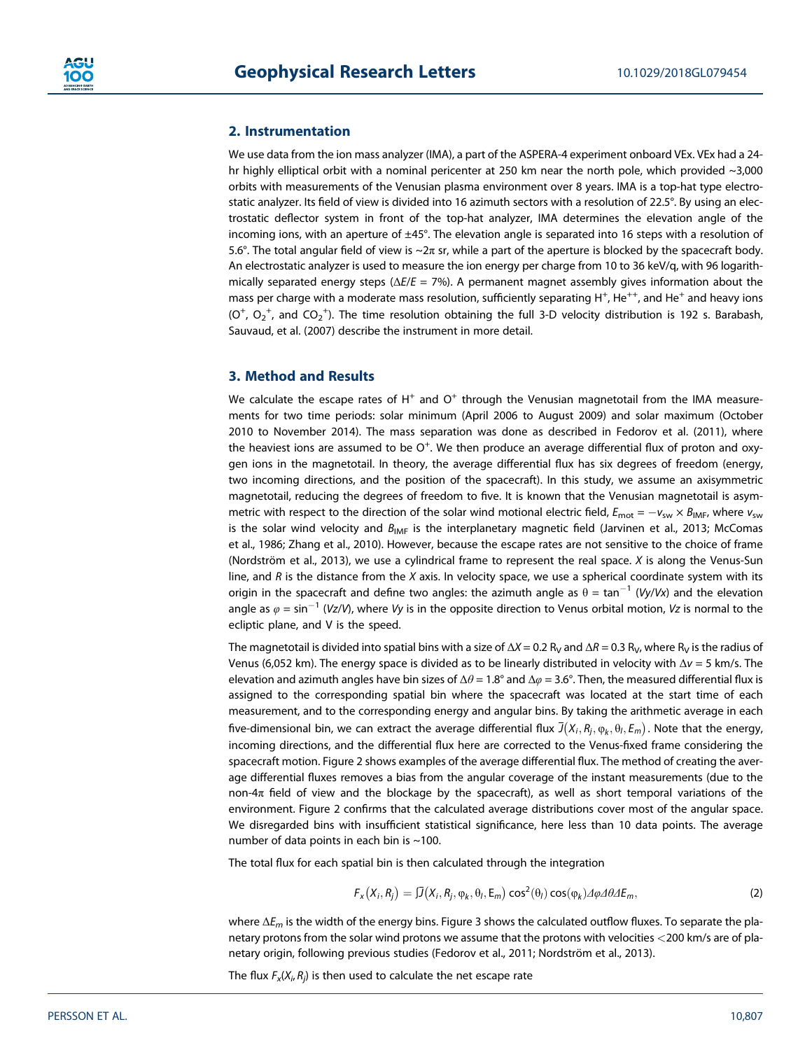## 2. Instrumentation

We use data from the ion mass analyzer (IMA), a part of the ASPERA-4 experiment onboard VEx. VEx had a 24-hr highly elliptical orbit with a nominal pericenter at 250 km near the north pole, which provided ~3,000 orbits with measurements of the Venusian plasma environment over 8 years. IMA is a top-hat type electrostatic analyzer. Its field of view is divided into 16 azimuth sectors with a resolution of 22.5°. By using an electrostatic deflector system in front of the top-hat analyzer, IMA determines the elevation angle of the incoming ions, with an aperture of ±45°. The elevation angle is separated into 16 steps with a resolution of 5.6°. The total angular field of view is ~2π sr, while a part of the aperture is blocked by the spacecraft body. An electrostatic analyzer is used to measure the ion energy per charge from 10 to 36 keV/q, with 96 logarithmically separated energy steps ($\Delta E/E$ = 7%). A permanent magnet assembly gives information about the mass per charge with a moderate mass resolution, sufficiently separating $H^+$, $He^{++}$, and $He^+$ and heavy ions ($O^+$, $O_2^+$, and $CO_2^+$). The time resolution obtaining the full 3-D velocity distribution is 192 s. Barabash, Sauvaud, et al. (2007) describe the instrument in more detail.

## 3. Method and Results

We calculate the escape rates of $H^+$ and $O^+$ through the Venusian magnetotail from the IMA measurements for two time periods: solar minimum (April 2006 to August 2009) and solar maximum (October 2010 to November 2014). The mass separation was done as described in Fedorov et al. (2011), where the heaviest ions are assumed to be $O^+$. We then produce an average differential flux of proton and oxygen ions in the magnetotail. In theory, the average differential flux has six degrees of freedom (energy, two incoming directions, and the position of the spacecraft). In this study, we assume an axisymmetric magnetotail, reducing the degrees of freedom to five. It is known that the Venusian magnetotail is asymmetric with respect to the direction of the solar wind motional electric field, $E_{mot} = -v_{sw} \times B_{IMF}$, where $v_{sw}$ is the solar wind velocity and $B_{IMF}$ is the interplanetary magnetic field (Jarvinen et al., 2013; McComas et al., 1986; Zhang et al., 2010). However, because the escape rates are not sensitive to the choice of frame (Nordström et al., 2013), we use a cylindrical frame to represent the real space. $X$ is along the Venus-Sun line, and $R$ is the distance from the $X$ axis. In velocity space, we use a spherical coordinate system with its origin in the spacecraft and define two angles: the azimuth angle as $\theta = \tan^{-1}(Vy/Vx)$ and the elevation angle as $\varphi = \sin^{-1}(Vz/V)$, where $Vy$ is in the opposite direction to Venus orbital motion, $Vz$ is normal to the ecliptic plane, and V is the speed.

The magnetotail is divided into spatial bins with a size of $\Delta X = 0.2\ R_V$ and $\Delta R = 0.3\ R_V$, where $R_V$ is the radius of Venus (6,052 km). The energy space is divided as to be linearly distributed in velocity with $\Delta v$ = 5 km/s. The elevation and azimuth angles have bin sizes of $\Delta\theta = 1.8°$ and $\Delta\varphi = 3.6°$. Then, the measured differential flux is assigned to the corresponding spatial bin where the spacecraft was located at the start time of each measurement, and to the corresponding energy and angular bins. By taking the arithmetic average in each five-dimensional bin, we can extract the average differential flux $\bar{J}(X_i, R_j, \varphi_k, \theta_l, E_m)$. Note that the energy, incoming directions, and the differential flux here are corrected to the Venus-fixed frame considering the spacecraft motion. Figure 2 shows examples of the average differential flux. The method of creating the average differential fluxes removes a bias from the angular coverage of the instant measurements (due to the non-4π field of view and the blockage by the spacecraft), as well as short temporal variations of the environment. Figure 2 confirms that the calculated average distributions cover most of the angular space. We disregarded bins with insufficient statistical significance, here less than 10 data points. The average number of data points in each bin is ~100.

The total flux for each spatial bin is then calculated through the integration

$$F_x(X_i, R_j) = \int \bar{J}(X_i, R_j, \varphi_k, \theta_l, E_m) \cos^2(\theta_l) \cos(\varphi_k) \Delta\varphi \Delta\theta \Delta E_m, \tag{2}$$

where $\Delta E_m$ is the width of the energy bins. Figure 3 shows the calculated outflow fluxes. To separate the planetary protons from the solar wind protons we assume that the protons with velocities <200 km/s are of planetary origin, following previous studies (Fedorov et al., 2011; Nordström et al., 2013).

The flux $F_x(X_i, R_j)$ is then used to calculate the net escape rate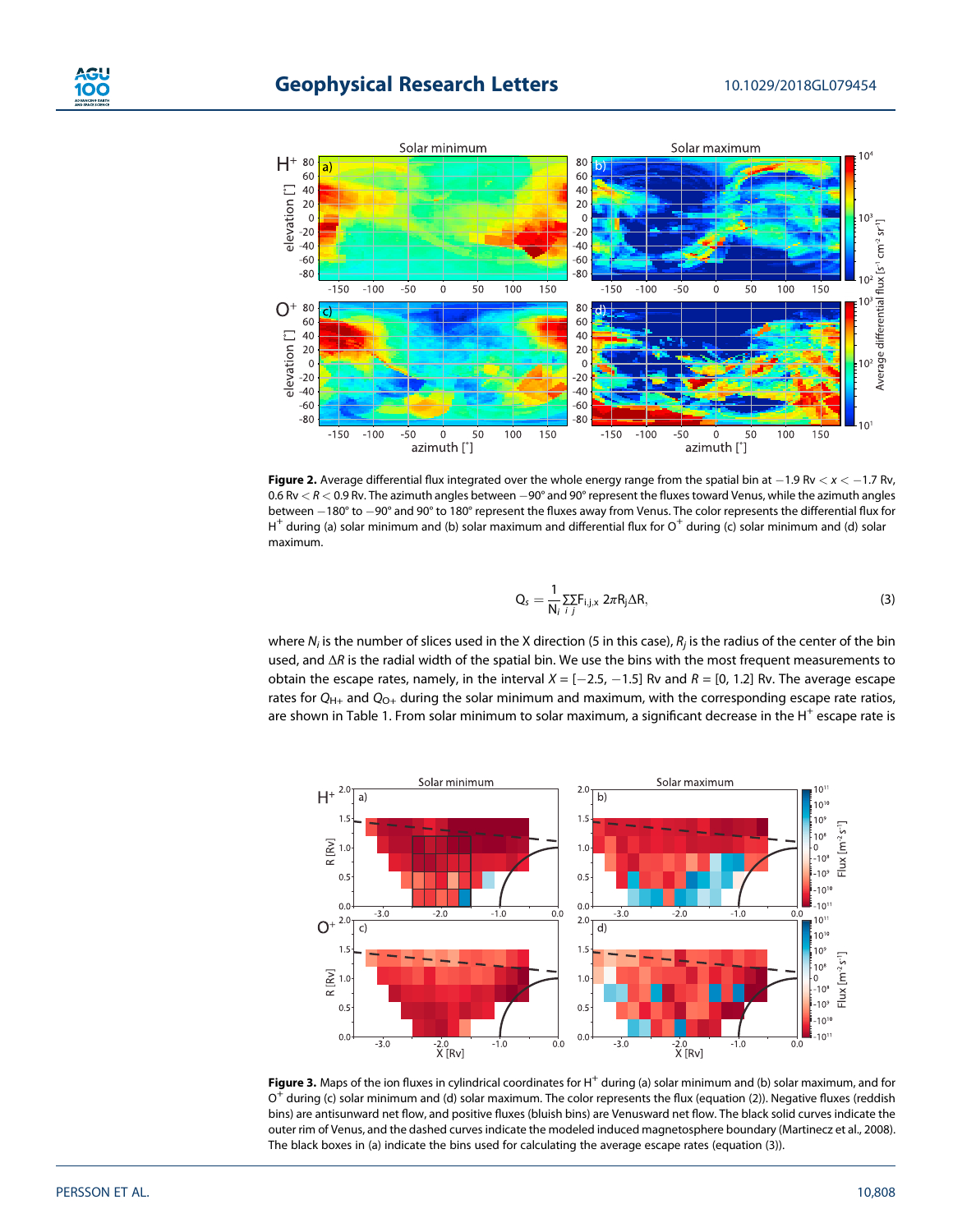**Figure 2.** Average differential flux integrated over the whole energy range from the spatial bin at $-1.9$ Rv $< x < -1.7$ Rv, 0.6 Rv $< R <$ 0.9 Rv. The azimuth angles between $-90°$ and 90° represent the fluxes toward Venus, while the azimuth angles between $-180°$ to $-90°$ and 90° to 180° represent the fluxes away from Venus. The color represents the differential flux for $H^+$ during (a) solar minimum and (b) solar maximum and differential flux for $O^+$ during (c) solar minimum and (d) solar maximum.

$$Q_s = \frac{1}{N_i} \sum_i \sum_j F_{i,j,x} \; 2\pi R_j \Delta R, \tag{3}$$

where $N_i$ is the number of slices used in the X direction (5 in this case), $R_j$ is the radius of the center of the bin used, and $\Delta R$ is the radial width of the spatial bin. We use the bins with the most frequent measurements to obtain the escape rates, namely, in the interval $X = [-2.5, -1.5]$ Rv and $R = [0, 1.2]$ Rv. The average escape rates for $Q_{H+}$ and $Q_{O+}$ during the solar minimum and maximum, with the corresponding escape rate ratios, are shown in Table 1. From solar minimum to solar maximum, a significant decrease in the $H^+$ escape rate is

**Figure 3.** Maps of the ion fluxes in cylindrical coordinates for $H^+$ during (a) solar minimum and (b) solar maximum, and for $O^+$ during (c) solar minimum and (d) solar maximum. The color represents the flux (equation (2)). Negative fluxes (reddish bins) are antisunward net flow, and positive fluxes (bluish bins) are Venusward net flow. The black solid curves indicate the outer rim of Venus, and the dashed curves indicate the modeled induced magnetosphere boundary (Martinecz et al., 2008). The black boxes in (a) indicate the bins used for calculating the average escape rates (equation (3)).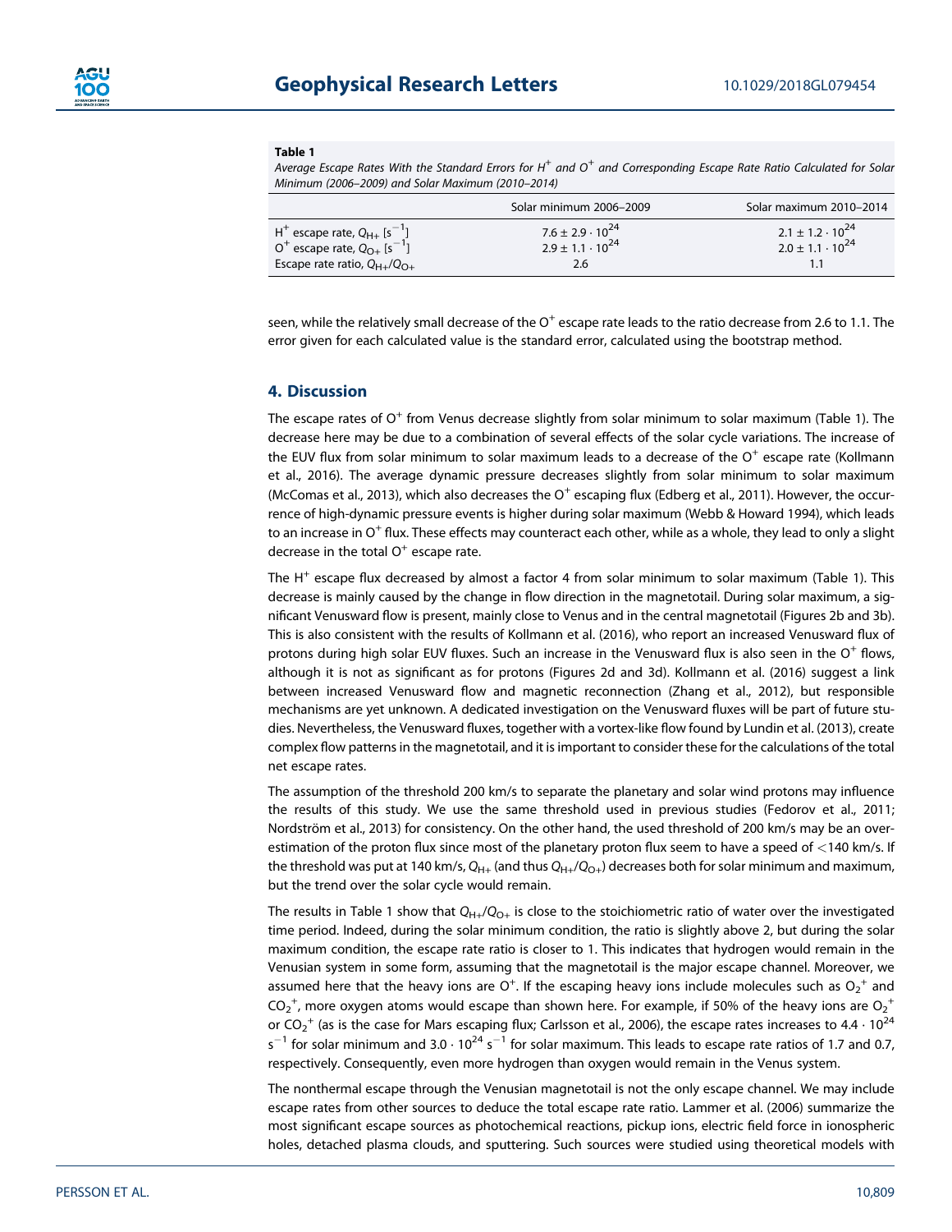**Table 1**

*Average Escape Rates With the Standard Errors for $H^+$ and $O^+$ and Corresponding Escape Rate Ratio Calculated for Solar Minimum (2006–2009) and Solar Maximum (2010–2014)*

| | Solar minimum 2006–2009 | Solar maximum 2010–2014 |
|---|---|---|
| $H^+$ escape rate, $Q_{H+}$ [$s^{-1}$] | $7.6 \pm 2.9 \cdot 10^{24}$ | $2.1 \pm 1.2 \cdot 10^{24}$ |
| $O^+$ escape rate, $Q_{O+}$ [$s^{-1}$] | $2.9 \pm 1.1 \cdot 10^{24}$ | $2.0 \pm 1.1 \cdot 10^{24}$ |
| Escape rate ratio, $Q_{H+}/Q_{O+}$ | 2.6 | 1.1 |

seen, while the relatively small decrease of the $O^+$ escape rate leads to the ratio decrease from 2.6 to 1.1. The error given for each calculated value is the standard error, calculated using the bootstrap method.

## 4. Discussion

The escape rates of $O^+$ from Venus decrease slightly from solar minimum to solar maximum (Table 1). The decrease here may be due to a combination of several effects of the solar cycle variations. The increase of the EUV flux from solar minimum to solar maximum leads to a decrease of the $O^+$ escape rate (Kollmann et al., 2016). The average dynamic pressure decreases slightly from solar minimum to solar maximum (McComas et al., 2013), which also decreases the $O^+$ escaping flux (Edberg et al., 2011). However, the occurrence of high-dynamic pressure events is higher during solar maximum (Webb & Howard 1994), which leads to an increase in $O^+$ flux. These effects may counteract each other, while as a whole, they lead to only a slight decrease in the total $O^+$ escape rate.

The $H^+$ escape flux decreased by almost a factor 4 from solar minimum to solar maximum (Table 1). This decrease is mainly caused by the change in flow direction in the magnetotail. During solar maximum, a significant Venusward flow is present, mainly close to Venus and in the central magnetotail (Figures 2b and 3b). This is also consistent with the results of Kollmann et al. (2016), who report an increased Venusward flux of protons during high solar EUV fluxes. Such an increase in the Venusward flux is also seen in the $O^+$ flows, although it is not as significant as for protons (Figures 2d and 3d). Kollmann et al. (2016) suggest a link between increased Venusward flow and magnetic reconnection (Zhang et al., 2012), but responsible mechanisms are yet unknown. A dedicated investigation on the Venusward fluxes will be part of future studies. Nevertheless, the Venusward fluxes, together with a vortex-like flow found by Lundin et al. (2013), create complex flow patterns in the magnetotail, and it is important to consider these for the calculations of the total net escape rates.

The assumption of the threshold 200 km/s to separate the planetary and solar wind protons may influence the results of this study. We use the same threshold used in previous studies (Fedorov et al., 2011; Nordström et al., 2013) for consistency. On the other hand, the used threshold of 200 km/s may be an overestimation of the proton flux since most of the planetary proton flux seem to have a speed of <140 km/s. If the threshold was put at 140 km/s, $Q_{H+}$ (and thus $Q_{H+}/Q_{O+}$) decreases both for solar minimum and maximum, but the trend over the solar cycle would remain.

The results in Table 1 show that $Q_{H+}/Q_{O+}$ is close to the stoichiometric ratio of water over the investigated time period. Indeed, during the solar minimum condition, the ratio is slightly above 2, but during the solar maximum condition, the escape rate ratio is closer to 1. This indicates that hydrogen would remain in the Venusian system in some form, assuming that the magnetotail is the major escape channel. Moreover, we assumed here that the heavy ions are $O^+$. If the escaping heavy ions include molecules such as $O_2^+$ and $CO_2^+$, more oxygen atoms would escape than shown here. For example, if 50% of the heavy ions are $O_2^+$ or $CO_2^+$ (as is the case for Mars escaping flux; Carlsson et al., 2006), the escape rates increases to $4.4 \cdot 10^{24}$ $s^{-1}$ for solar minimum and $3.0 \cdot 10^{24}$ $s^{-1}$ for solar maximum. This leads to escape rate ratios of 1.7 and 0.7, respectively. Consequently, even more hydrogen than oxygen would remain in the Venus system.

The nonthermal escape through the Venusian magnetotail is not the only escape channel. We may include escape rates from other sources to deduce the total escape rate ratio. Lammer et al. (2006) summarize the most significant escape sources as photochemical reactions, pickup ions, electric field force in ionospheric holes, detached plasma clouds, and sputtering. Such sources were studied using theoretical models with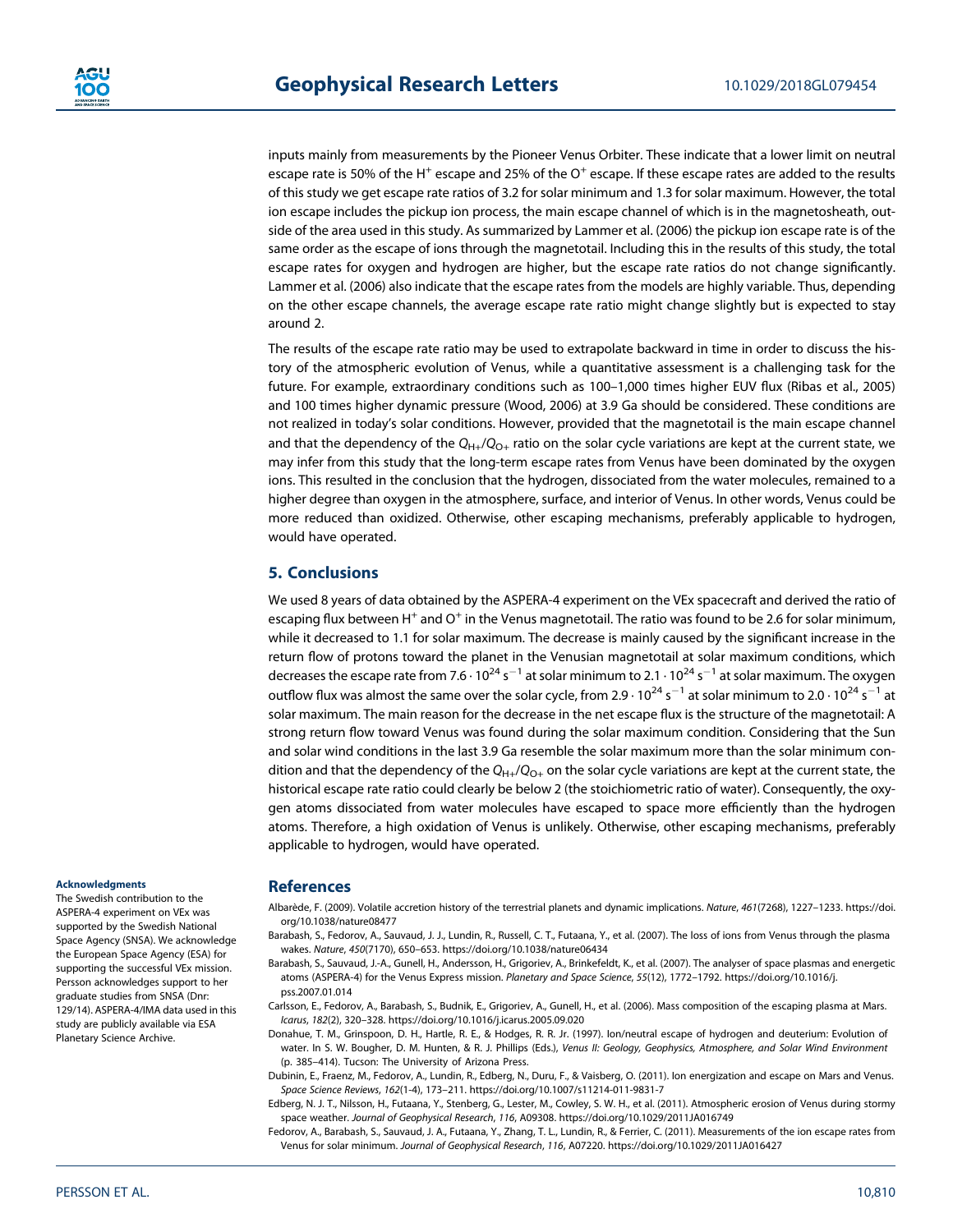inputs mainly from measurements by the Pioneer Venus Orbiter. These indicate that a lower limit on neutral escape rate is 50% of the $H^+$ escape and 25% of the $O^+$ escape. If these escape rates are added to the results of this study we get escape rate ratios of 3.2 for solar minimum and 1.3 for solar maximum. However, the total ion escape includes the pickup ion process, the main escape channel of which is in the magnetosheath, outside of the area used in this study. As summarized by Lammer et al. (2006) the pickup ion escape rate is of the same order as the escape of ions through the magnetotail. Including this in the results of this study, the total escape rates for oxygen and hydrogen are higher, but the escape rate ratios do not change significantly. Lammer et al. (2006) also indicate that the escape rates from the models are highly variable. Thus, depending on the other escape channels, the average escape rate ratio might change slightly but is expected to stay around 2.

The results of the escape rate ratio may be used to extrapolate backward in time in order to discuss the history of the atmospheric evolution of Venus, while a quantitative assessment is a challenging task for the future. For example, extraordinary conditions such as 100–1,000 times higher EUV flux (Ribas et al., 2005) and 100 times higher dynamic pressure (Wood, 2006) at 3.9 Ga should be considered. These conditions are not realized in today's solar conditions. However, provided that the magnetotail is the main escape channel and that the dependency of the $Q_{H+}/Q_{O+}$ ratio on the solar cycle variations are kept at the current state, we may infer from this study that the long-term escape rates from Venus have been dominated by the oxygen ions. This resulted in the conclusion that the hydrogen, dissociated from the water molecules, remained to a higher degree than oxygen in the atmosphere, surface, and interior of Venus. In other words, Venus could be more reduced than oxidized. Otherwise, other escaping mechanisms, preferably applicable to hydrogen, would have operated.

## 5. Conclusions

We used 8 years of data obtained by the ASPERA-4 experiment on the VEx spacecraft and derived the ratio of escaping flux between $H^+$ and $O^+$ in the Venus magnetotail. The ratio was found to be 2.6 for solar minimum, while it decreased to 1.1 for solar maximum. The decrease is mainly caused by the significant increase in the return flow of protons toward the planet in the Venusian magnetotail at solar maximum conditions, which decreases the escape rate from $7.6 \cdot 10^{24}\ s^{-1}$ at solar minimum to $2.1 \cdot 10^{24}\ s^{-1}$ at solar maximum. The oxygen outflow flux was almost the same over the solar cycle, from $2.9 \cdot 10^{24}\ s^{-1}$ at solar minimum to $2.0 \cdot 10^{24}\ s^{-1}$ at solar maximum. The main reason for the decrease in the net escape flux is the structure of the magnetotail: A strong return flow toward Venus was found during the solar maximum condition. Considering that the Sun and solar wind conditions in the last 3.9 Ga resemble the solar maximum more than the solar minimum condition and that the dependency of the $Q_{H+}/Q_{O+}$ on the solar cycle variations are kept at the current state, the historical escape rate ratio could clearly be below 2 (the stoichiometric ratio of water). Consequently, the oxygen atoms dissociated from water molecules have escaped to space more efficiently than the hydrogen atoms. Therefore, a high oxidation of Venus is unlikely. Otherwise, other escaping mechanisms, preferably applicable to hydrogen, would have operated.

#### Acknowledgments

The Swedish contribution to the ASPERA-4 experiment on VEx was supported by the Swedish National Space Agency (SNSA). We acknowledge the European Space Agency (ESA) for supporting the successful VEx mission. Persson acknowledges support to her graduate studies from SNSA (Dnr: 129/14). ASPERA-4/IMA data used in this study are publicly available via ESA Planetary Science Archive.

## References

Albarède, F. (2009). Volatile accretion history of the terrestrial planets and dynamic implications. *Nature*, *461*(7268), 1227–1233. https://doi.org/10.1038/nature08477

Barabash, S., Fedorov, A., Sauvaud, J. J., Lundin, R., Russell, C. T., Futaana, Y., et al. (2007). The loss of ions from Venus through the plasma wakes. *Nature*, *450*(7170), 650–653. https://doi.org/10.1038/nature06434

Barabash, S., Sauvaud, J.-A., Gunell, H., Andersson, H., Grigoriev, A., Brinkefeldt, K., et al. (2007). The analyser of space plasmas and energetic atoms (ASPERA-4) for the Venus Express mission. *Planetary and Space Science*, *55*(12), 1772–1792. https://doi.org/10.1016/j.pss.2007.01.014

Carlsson, E., Fedorov, A., Barabash, S., Budnik, E., Grigoriev, A., Gunell, H., et al. (2006). Mass composition of the escaping plasma at Mars. *Icarus*, *182*(2), 320–328. https://doi.org/10.1016/j.icarus.2005.09.020

Donahue, T. M., Grinspoon, D. H., Hartle, R. E., & Hodges, R. R. Jr. (1997). Ion/neutral escape of hydrogen and deuterium: Evolution of water. In S. W. Bougher, D. M. Hunten, & R. J. Phillips (Eds.), *Venus II: Geology, Geophysics, Atmosphere, and Solar Wind Environment* (p. 385–414). Tucson: The University of Arizona Press.

Dubinin, E., Fraenz, M., Fedorov, A., Lundin, R., Edberg, N., Duru, F., & Vaisberg, O. (2011). Ion energization and escape on Mars and Venus. *Space Science Reviews*, *162*(1-4), 173–211. https://doi.org/10.1007/s11214-011-9831-7

Edberg, N. J. T., Nilsson, H., Futaana, Y., Stenberg, G., Lester, M., Cowley, S. W. H., et al. (2011). Atmospheric erosion of Venus during stormy space weather. *Journal of Geophysical Research*, *116*, A09308. https://doi.org/10.1029/2011JA016749

Fedorov, A., Barabash, S., Sauvaud, J. A., Futaana, Y., Zhang, T. L., Lundin, R., & Ferrier, C. (2011). Measurements of the ion escape rates from Venus for solar minimum. *Journal of Geophysical Research*, *116*, A07220. https://doi.org/10.1029/2011JA016427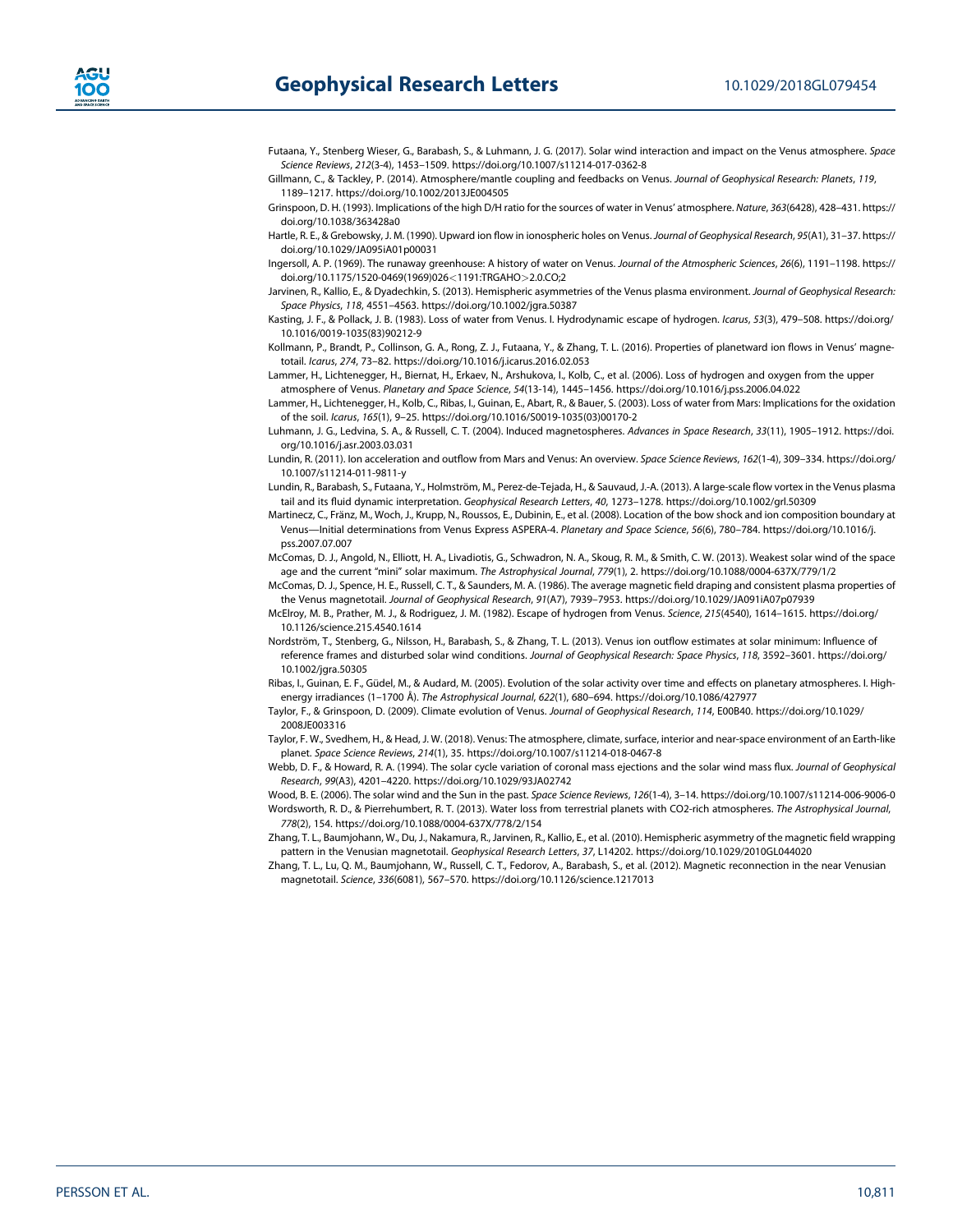Futaana, Y., Stenberg Wieser, G., Barabash, S., & Luhmann, J. G. (2017). Solar wind interaction and impact on the Venus atmosphere. *Space Science Reviews*, *212*(3-4), 1453–1509. https://doi.org/10.1007/s11214-017-0362-8

Gillmann, C., & Tackley, P. (2014). Atmosphere/mantle coupling and feedbacks on Venus. *Journal of Geophysical Research: Planets*, *119*, 1189–1217. https://doi.org/10.1002/2013JE004505

Grinspoon, D. H. (1993). Implications of the high D/H ratio for the sources of water in Venus' atmosphere. *Nature*, *363*(6428), 428–431. https://doi.org/10.1038/363428a0

Hartle, R. E., & Grebowsky, J. M. (1990). Upward ion flow in ionospheric holes on Venus. *Journal of Geophysical Research*, *95*(A1), 31–37. https://doi.org/10.1029/JA095iA01p00031

Ingersoll, A. P. (1969). The runaway greenhouse: A history of water on Venus. *Journal of the Atmospheric Sciences*, *26*(6), 1191–1198. https://doi.org/10.1175/1520-0469(1969)026<1191:TRGAHO>2.0.CO;2

Jarvinen, R., Kallio, E., & Dyadechkin, S. (2013). Hemispheric asymmetries of the Venus plasma environment. *Journal of Geophysical Research: Space Physics*, *118*, 4551–4563. https://doi.org/10.1002/jgra.50387

Kasting, J. F., & Pollack, J. B. (1983). Loss of water from Venus. I. Hydrodynamic escape of hydrogen. *Icarus*, *53*(3), 479–508. https://doi.org/10.1016/0019-1035(83)90212-9

Kollmann, P., Brandt, P., Collinson, G. A., Rong, Z. J., Futaana, Y., & Zhang, T. L. (2016). Properties of planetward ion flows in Venus' magnetotail. *Icarus*, *274*, 73–82. https://doi.org/10.1016/j.icarus.2016.02.053

Lammer, H., Lichtenegger, H., Biernat, H., Erkaev, N., Arshukova, I., Kolb, C., et al. (2006). Loss of hydrogen and oxygen from the upper atmosphere of Venus. *Planetary and Space Science*, *54*(13-14), 1445–1456. https://doi.org/10.1016/j.pss.2006.04.022

Lammer, H., Lichtenegger, H., Kolb, C., Ribas, I., Guinan, E., Abart, R., & Bauer, S. (2003). Loss of water from Mars: Implications for the oxidation of the soil. *Icarus*, *165*(1), 9–25. https://doi.org/10.1016/S0019-1035(03)00170-2

Luhmann, J. G., Ledvina, S. A., & Russell, C. T. (2004). Induced magnetospheres. *Advances in Space Research*, *33*(11), 1905–1912. https://doi.org/10.1016/j.asr.2003.03.031

Lundin, R. (2011). Ion acceleration and outflow from Mars and Venus: An overview. *Space Science Reviews*, *162*(1-4), 309–334. https://doi.org/10.1007/s11214-011-9811-y

Lundin, R., Barabash, S., Futaana, Y., Holmström, M., Perez-de-Tejada, H., & Sauvaud, J.-A. (2013). A large-scale flow vortex in the Venus plasma tail and its fluid dynamic interpretation. *Geophysical Research Letters*, *40*, 1273–1278. https://doi.org/10.1002/grl.50309

Martinecz, C., Fränz, M., Woch, J., Krupp, N., Roussos, E., Dubinin, E., et al. (2008). Location of the bow shock and ion composition boundary at Venus—Initial determinations from Venus Express ASPERA-4. *Planetary and Space Science*, *56*(6), 780–784. https://doi.org/10.1016/j.pss.2007.07.007

McComas, D. J., Angold, N., Elliott, H. A., Livadiotis, G., Schwadron, N. A., Skoug, R. M., & Smith, C. W. (2013). Weakest solar wind of the space age and the current "mini" solar maximum. *The Astrophysical Journal*, *779*(1), 2. https://doi.org/10.1088/0004-637X/779/1/2

McComas, D. J., Spence, H. E., Russell, C. T., & Saunders, M. A. (1986). The average magnetic field draping and consistent plasma properties of the Venus magnetotail. *Journal of Geophysical Research*, *91*(A7), 7939–7953. https://doi.org/10.1029/JA091iA07p07939

McElroy, M. B., Prather, M. J., & Rodriguez, J. M. (1982). Escape of hydrogen from Venus. *Science*, *215*(4540), 1614–1615. https://doi.org/10.1126/science.215.4540.1614

Nordström, T., Stenberg, G., Nilsson, H., Barabash, S., & Zhang, T. L. (2013). Venus ion outflow estimates at solar minimum: Influence of reference frames and disturbed solar wind conditions. *Journal of Geophysical Research: Space Physics*, *118*, 3592–3601. https://doi.org/10.1002/jgra.50305

Ribas, I., Guinan, E. F., Güdel, M., & Audard, M. (2005). Evolution of the solar activity over time and effects on planetary atmospheres. I. High-energy irradiances (1–1700 Å). *The Astrophysical Journal*, *622*(1), 680–694. https://doi.org/10.1086/427977

Taylor, F., & Grinspoon, D. (2009). Climate evolution of Venus. *Journal of Geophysical Research*, *114*, E00B40. https://doi.org/10.1029/2008JE003316

Taylor, F. W., Svedhem, H., & Head, J. W. (2018). Venus: The atmosphere, climate, surface, interior and near-space environment of an Earth-like planet. *Space Science Reviews*, *214*(1), 35. https://doi.org/10.1007/s11214-018-0467-8

Webb, D. F., & Howard, R. A. (1994). The solar cycle variation of coronal mass ejections and the solar wind mass flux. *Journal of Geophysical Research*, *99*(A3), 4201–4220. https://doi.org/10.1029/93JA02742

Wood, B. E. (2006). The solar wind and the Sun in the past. *Space Science Reviews*, *126*(1-4), 3–14. https://doi.org/10.1007/s11214-006-9006-0

Wordsworth, R. D., & Pierrehumbert, R. T. (2013). Water loss from terrestrial planets with CO2-rich atmospheres. *The Astrophysical Journal*, *778*(2), 154. https://doi.org/10.1088/0004-637X/778/2/154

Zhang, T. L., Baumjohann, W., Du, J., Nakamura, R., Jarvinen, R., Kallio, E., et al. (2010). Hemispheric asymmetry of the magnetic field wrapping pattern in the Venusian magnetotail. *Geophysical Research Letters*, *37*, L14202. https://doi.org/10.1029/2010GL044020

Zhang, T. L., Lu, Q. M., Baumjohann, W., Russell, C. T., Fedorov, A., Barabash, S., et al. (2012). Magnetic reconnection in the near Venusian magnetotail. *Science*, *336*(6081), 567–570. https://doi.org/10.1126/science.1217013